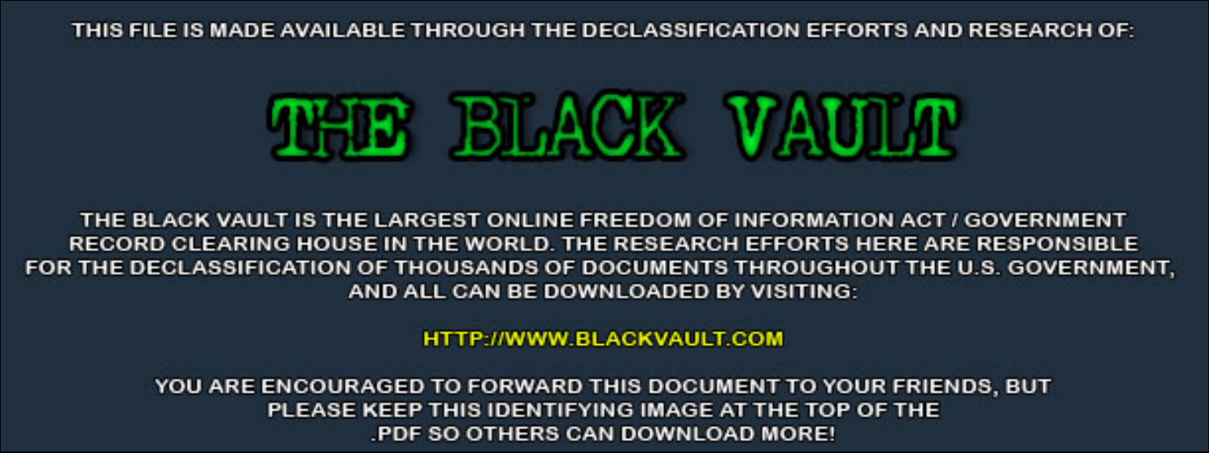THIS FILE IS MADE AVAILABLE THROUGH THE DECLASSIFICATION EFFORTS AND RESEARCH OF:

# THE BLACK VAULT

THE BLACK VAULT IS THE LARGEST ONLINE FREEDOM OF INFORMATION ACT / GOVERNMENT RECORD CLEARING HOUSE IN THE WORLD. THE RESEARCH EFFORTS HERE ARE RESPONSIBLE FOR THE DECLASSIFICATION OF THOUSANDS OF DOCUMENTS THROUGHOUT THE U.S. GOVERNMENT, AND ALL CAN BE DOWNLOADED BY VISITING:

HTTP://WWW.BLACKVAULT.COM

YOU ARE ENCOURAGED TO FORWARD THIS DOCUMENT TO YOUR FRIENDS, BUT PLEASE KEEP THIS IDENTIFYING IMAGE AT THE TOP OF THE .PDF SO OTHERS CAN DOWNLOAD MORE!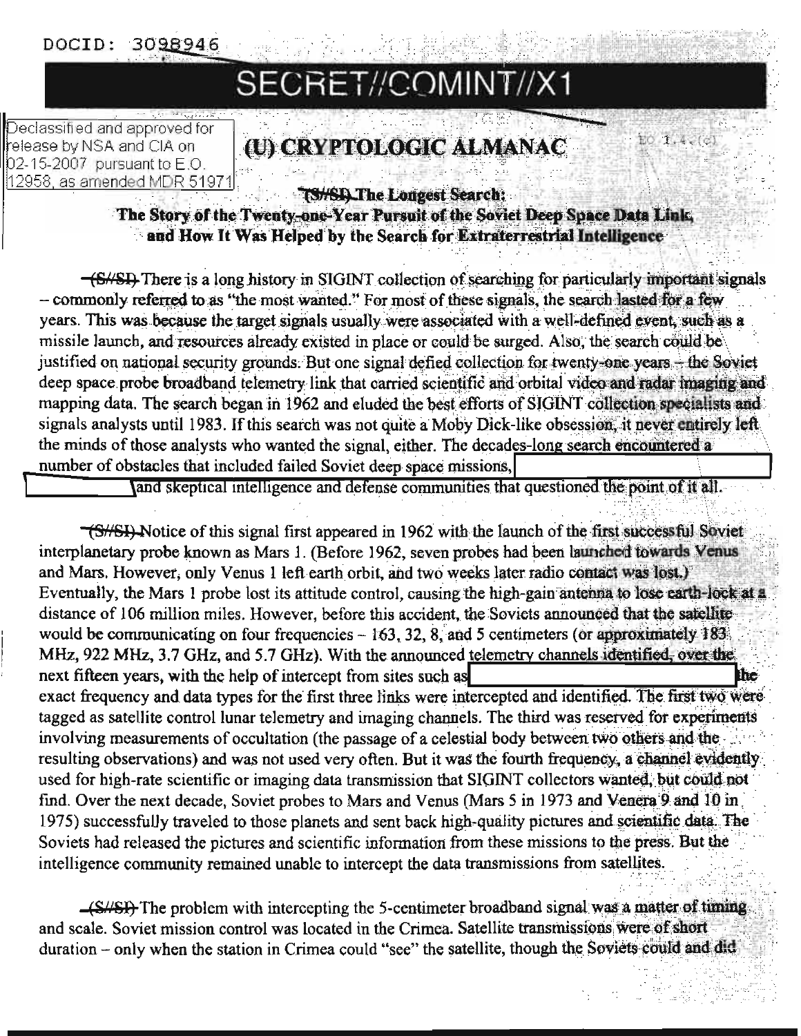DOCID: 3098946

SECRET//COMINT//X1

Declassified and approved for release by NSA and CIA on 02-15-2007 pursuant to E.O. 12958, as amended MDR 51971

# (U) CRYPTOLOGIC ALMANAC

EO 1.4.(c)

## (S//SI) The Longest Search: The Story of the Twenty-one-Year Pursuit of the Soviet Deep Space Data Link, and How It Was Helped by the Search for Extraterrestrial Intelligence

(S//SI) There is a long history in SIGINT collection of searching for particularly important signals – commonly referred to as "the most wanted." For most of these signals, the search lasted for a few years. This was because the target signals usually were associated with a well-defined event, such as a missile launch, and resources already existed in place or could be surged. Also, the search could be justified on national security grounds. But one signal defied collection for twenty-one years – the Soviet deep space probe broadband telemetry link that carried scientific and orbital video and radar imaging and mapping data. The search began in 1962 and eluded the best efforts of SIGINT collection specialists and signals analysts until 1983. If this search was not quite a Moby Dick-like obsession, it never entirely left the minds of those analysts who wanted the signal, either. The decades-long search encountered a number of obstacles that included failed Soviet deep space missions, [REDACTED] and skeptical intelligence and defense communities that questioned the point of it all.

(S//SI) Notice of this signal first appeared in 1962 with the launch of the first successful Soviet interplanetary probe known as Mars 1. (Before 1962, seven probes had been launched towards Venus and Mars. However, only Venus 1 left earth orbit, and two weeks later radio contact was lost.) Eventually, the Mars 1 probe lost its attitude control, causing the high-gain antenna to lose earth-lock at a distance of 106 million miles. However, before this accident, the Soviets announced that the satellite would be communicating on four frequencies – 163, 32, 8, and 5 centimeters (or approximately 183 MHz, 922 MHz, 3.7 GHz, and 5.7 GHz). With the announced telemetry channels identified, over the next fifteen years, with the help of intercept from sites such as [REDACTED] the exact frequency and data types for the first three links were intercepted and identified. The first two were tagged as satellite control lunar telemetry and imaging channels. The third was reserved for experiments involving measurements of occultation (the passage of a celestial body between two others and the resulting observations) and was not used very often. But it was the fourth frequency, a channel evidently used for high-rate scientific or imaging data transmission that SIGINT collectors wanted, but could not find. Over the next decade, Soviet probes to Mars and Venus (Mars 5 in 1973 and Venera 9 and 10 in 1975) successfully traveled to those planets and sent back high-quality pictures and scientific data. The Soviets had released the pictures and scientific information from these missions to the press. But the intelligence community remained unable to intercept the data transmissions from satellites.

(S//SI) The problem with intercepting the 5-centimeter broadband signal was a matter of timing and scale. Soviet mission control was located in the Crimea. Satellite transmissions were of short duration – only when the station in Crimea could "see" the satellite, though the Soviets could and did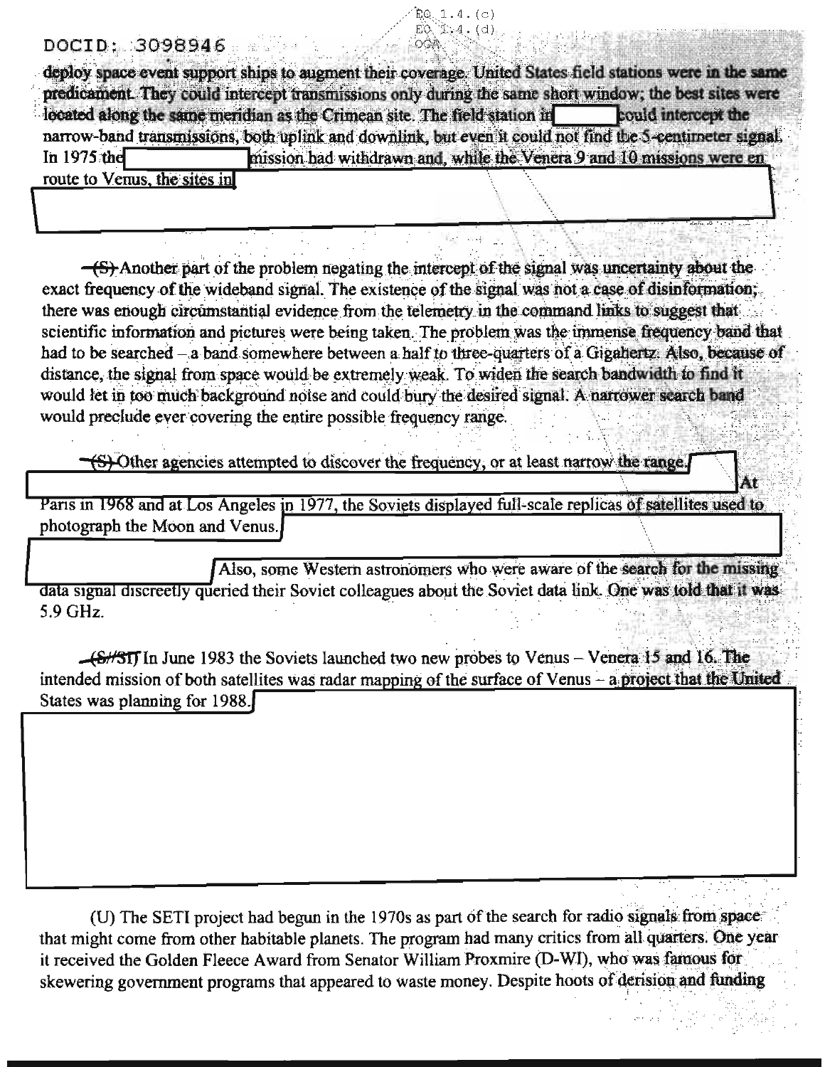deploy space event support ships to augment their coverage. United States field stations were in the same predicament. They could intercept transmissions only during the same short window; the best sites were located along the same meridian as the Crimean site. The field station in [redacted] could intercept the narrow-band transmissions, both uplink and downlink, but even it could not find the 5-centimeter signal. In 1975 the [redacted] mission had withdrawn and, while the Venera 9 and 10 missions were en route to Venus, the sites in [redacted]

~~(S)~~ Another part of the problem negating the intercept of the signal was uncertainty about the exact frequency of the wideband signal. The existence of the signal was not a case of disinformation; there was enough circumstantial evidence from the telemetry in the command links to suggest that scientific information and pictures were being taken. The problem was the immense frequency band that had to be searched – a band somewhere between a half to three-quarters of a Gigahertz. Also, because of distance, the signal from space would be extremely weak. To widen the search bandwidth to find it would let in too much background noise and could bury the desired signal. A narrower search band would preclude ever covering the entire possible frequency range.

~~(S)~~ Other agencies attempted to discover the frequency, or at least narrow the range. [redacted] At Paris in 1968 and at Los Angeles in 1977, the Soviets displayed full-scale replicas of satellites used to photograph the Moon and Venus. [redacted] Also, some Western astronomers who were aware of the search for the missing data signal discreetly queried their Soviet colleagues about the Soviet data link. One was told that it was 5.9 GHz.

~~(S//SI)~~ In June 1983 the Soviets launched two new probes to Venus – Venera 15 and 16. The intended mission of both satellites was radar mapping of the surface of Venus – a project that the United States was planning for 1988. [redacted]

(U) The SETI project had begun in the 1970s as part of the search for radio signals from space that might come from other habitable planets. The program had many critics from all quarters. One year it received the Golden Fleece Award from Senator William Proxmire (D-WI), who was famous for skewering government programs that appeared to waste money. Despite hoots of derision and funding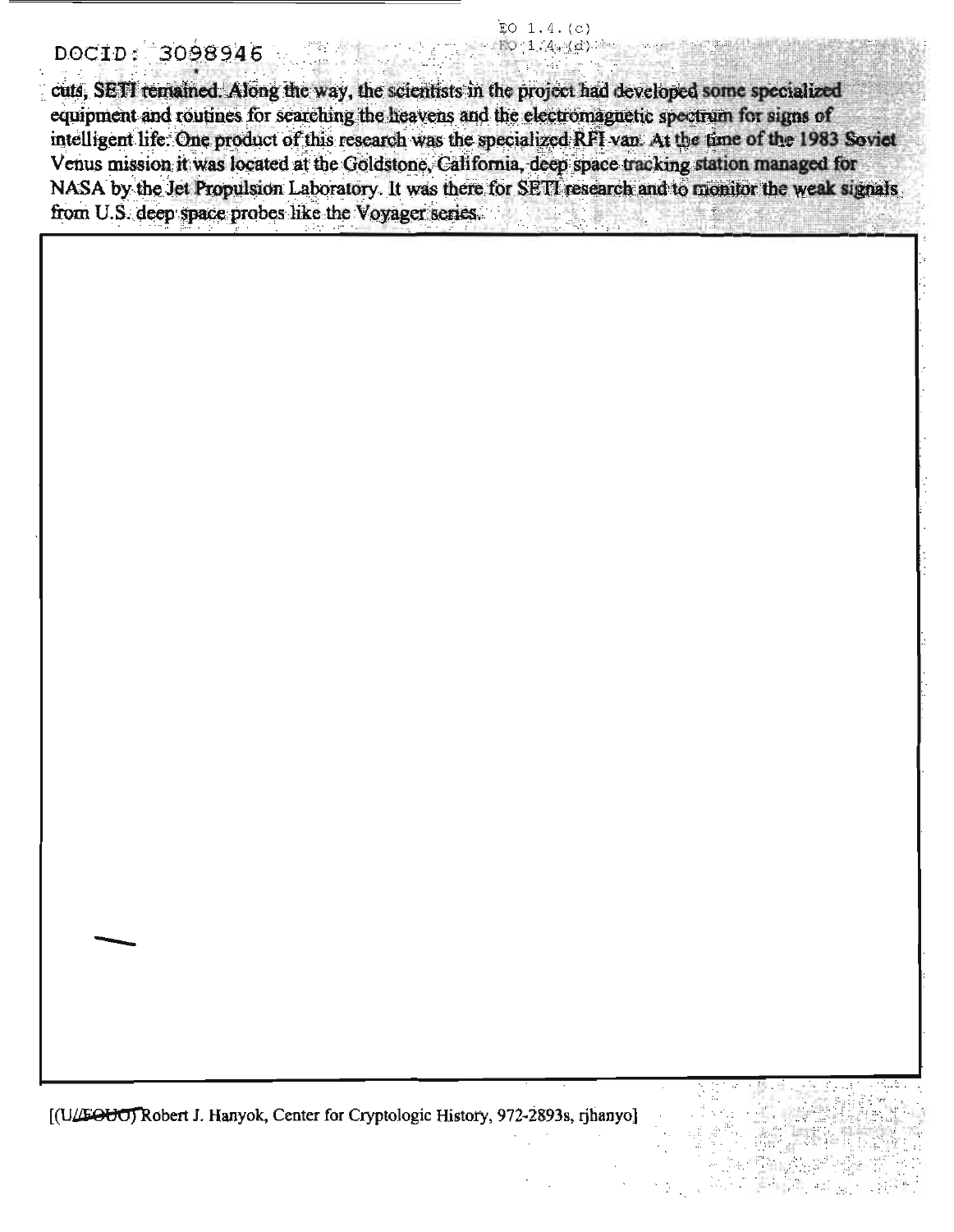EO 1.4.(c)
EO 1.4.(d)

cuts, SETI remained. Along the way, the scientists in the project had developed some specialized equipment and routines for searching the heavens and the electromagnetic spectrum for signs of intelligent life. One product of this research was the specialized RFI van. At the time of the 1983 Soviet Venus mission it was located at the Goldstone, California, deep space tracking station managed for NASA by the Jet Propulsion Laboratory. It was there for SETI research and to monitor the weak signals from U.S. deep space probes like the Voyager series.

[(U//~~FOUO~~) Robert J. Hanyok, Center for Cryptologic History, 972-2893s, rjhanyo]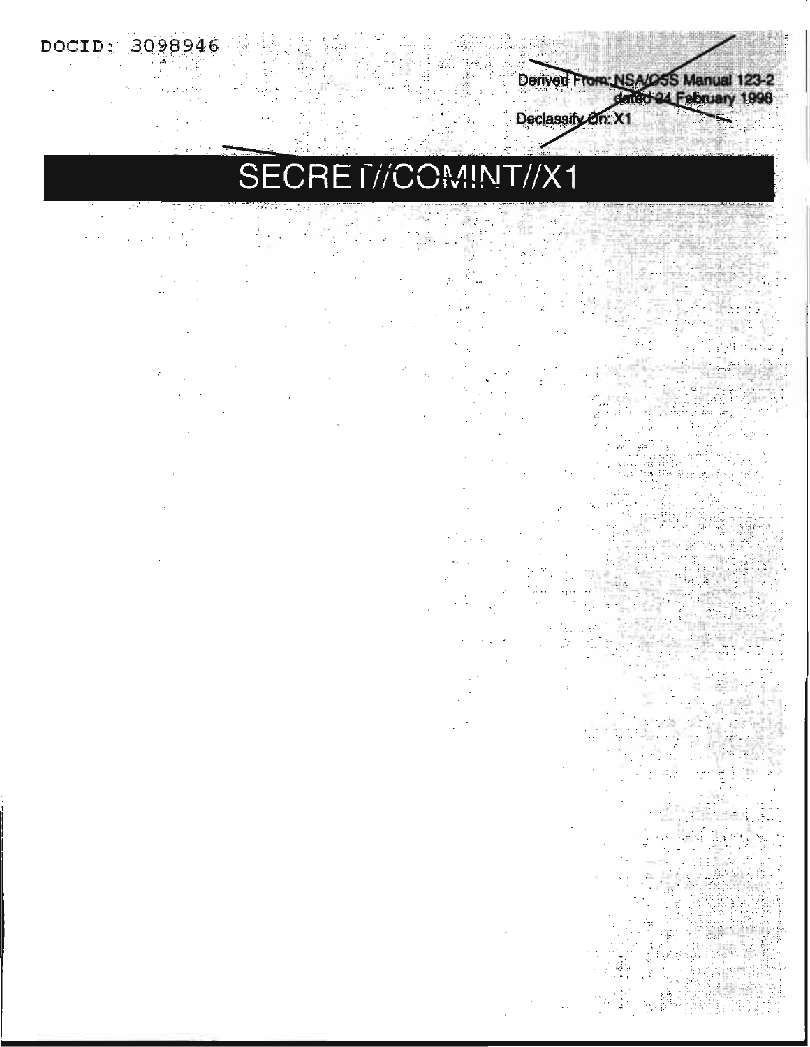DOCID: 3098946

Derived From: NSA/CSS Manual 123-2
dated 24 February 1998
Declassify On: X1

SECRET//COMINT//X1